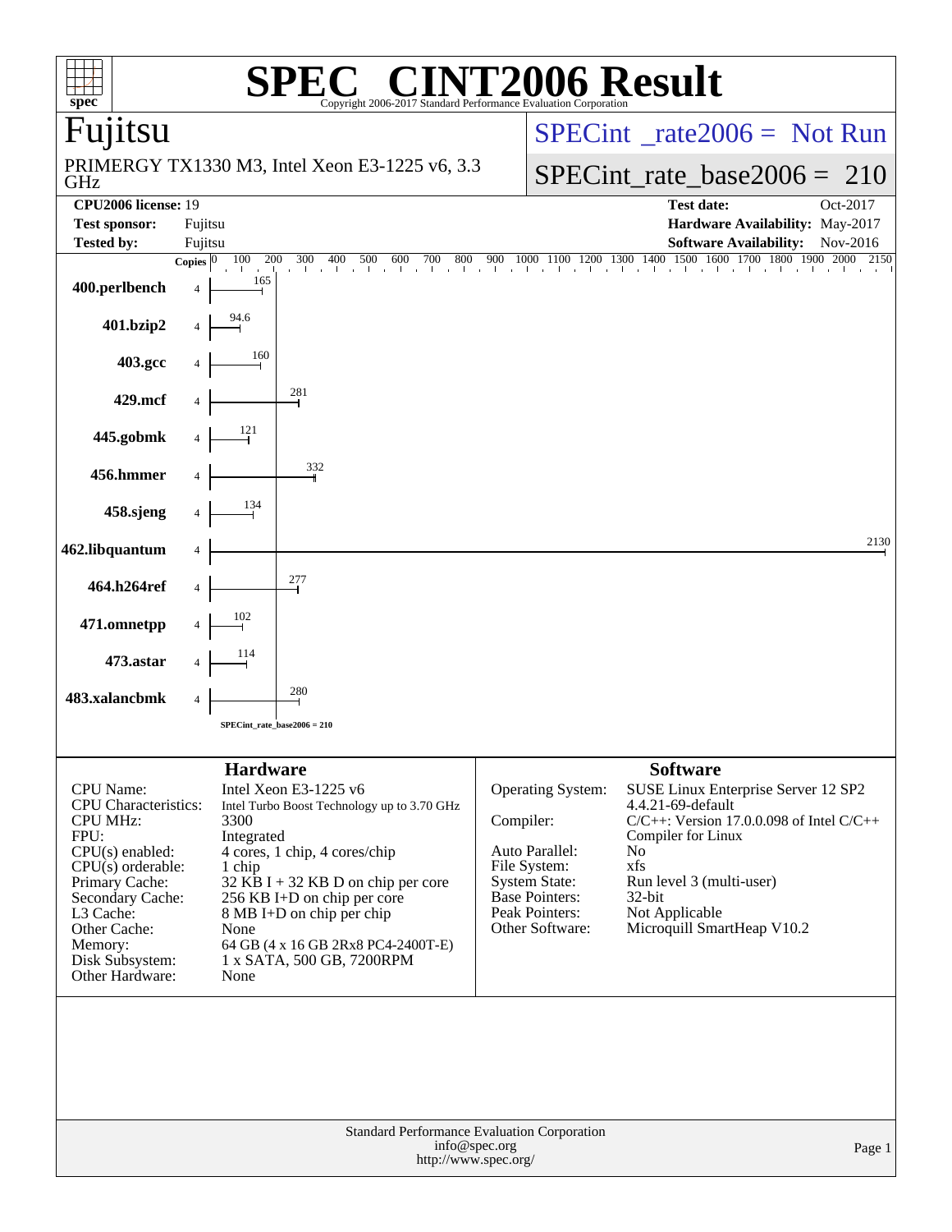# SPEC CINT2006 Result

Copyright 2006-2017 Standard Performance Evaluation Corporation

## Fujitsu

PRIMERGY TX1330 M3, Intel Xeon E3-1225 v6, 3.3 GHz

SPECint_rate2006 = Not Run

SPECint_rate_base2006 = 210

| | | | |
|---|---|---|---|
| **CPU2006 license:** 19 | | **Test date:** | Oct-2017 |
| **Test sponsor:** | Fujitsu | **Hardware Availability:** | May-2017 |
| **Tested by:** | Fujitsu | **Software Availability:** | Nov-2016 |

| Benchmark | Copies | Base Ratio |
|---|---|---|
| 400.perlbench | 4 | 165 |
| 401.bzip2 | 4 | 94.6 |
| 403.gcc | 4 | 160 |
| 429.mcf | 4 | 281 |
| 445.gobmk | 4 | 121 |
| 456.hmmer | 4 | 332 |
| 458.sjeng | 4 | 134 |
| 462.libquantum | 4 | 2130 |
| 464.h264ref | 4 | 277 |
| 471.omnetpp | 4 | 102 |
| 473.astar | 4 | 114 |
| 483.xalancbmk | 4 | 280 |

SPECint_rate_base2006 = 210

### Hardware

| | |
|---|---|
| CPU Name: | Intel Xeon E3-1225 v6 |
| CPU Characteristics: | Intel Turbo Boost Technology up to 3.70 GHz |
| CPU MHz: | 3300 |
| FPU: | Integrated |
| CPU(s) enabled: | 4 cores, 1 chip, 4 cores/chip |
| CPU(s) orderable: | 1 chip |
| Primary Cache: | 32 KB I + 32 KB D on chip per core |
| Secondary Cache: | 256 KB I+D on chip per core |
| L3 Cache: | 8 MB I+D on chip per chip |
| Other Cache: | None |
| Memory: | 64 GB (4 x 16 GB 2Rx8 PC4-2400T-E) |
| Disk Subsystem: | 1 x SATA, 500 GB, 7200RPM |
| Other Hardware: | None |

### Software

| | |
|---|---|
| Operating System: | SUSE Linux Enterprise Server 12 SP2 4.4.21-69-default |
| Compiler: | C/C++: Version 17.0.0.098 of Intel C/C++ Compiler for Linux |
| Auto Parallel: | No |
| File System: | xfs |
| System State: | Run level 3 (multi-user) |
| Base Pointers: | 32-bit |
| Peak Pointers: | Not Applicable |
| Other Software: | Microquill SmartHeap V10.2 |

Standard Performance Evaluation Corporation
info@spec.org
http://www.spec.org/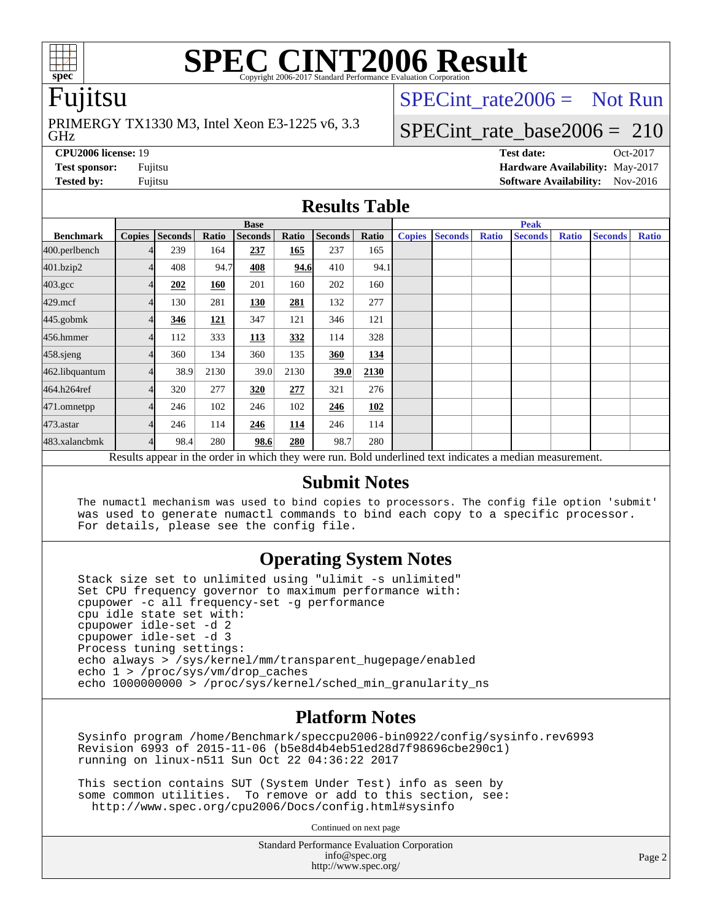# SPEC CINT2006 Result

Copyright 2006-2017 Standard Performance Evaluation Corporation

## Fujitsu

PRIMERGY TX1330 M3, Intel Xeon E3-1225 v6, 3.3 GHz

SPECint_rate2006 = Not Run

SPECint_rate_base2006 = 210

**CPU2006 license:** 19
**Test sponsor:** Fujitsu
**Tested by:** Fujitsu

**Test date:** Oct-2017
**Hardware Availability:** May-2017
**Software Availability:** Nov-2016

## Results Table

| | Base | | | | | | | Peak | | | | | | |
|---|---|---|---|---|---|---|---|---|---|---|---|---|---|---|
| **Benchmark** | **Copies** | **Seconds** | **Ratio** | **Seconds** | **Ratio** | **Seconds** | **Ratio** | **Copies** | **Seconds** | **Ratio** | **Seconds** | **Ratio** | **Seconds** | **Ratio** |
| 400.perlbench | 4 | 239 | 164 | **237** | **165** | 237 | 165 | | | | | | | |
| 401.bzip2 | 4 | 408 | 94.7 | **408** | **94.6** | 410 | 94.1 | | | | | | | |
| 403.gcc | 4 | **202** | **160** | 201 | 160 | 202 | 160 | | | | | | | |
| 429.mcf | 4 | 130 | 281 | **130** | **281** | 132 | 277 | | | | | | | |
| 445.gobmk | 4 | **346** | **121** | 347 | 121 | 346 | 121 | | | | | | | |
| 456.hmmer | 4 | 112 | 333 | **113** | **332** | 114 | 328 | | | | | | | |
| 458.sjeng | 4 | 360 | 134 | 360 | 135 | **360** | **134** | | | | | | | |
| 462.libquantum | 4 | 38.9 | 2130 | 39.0 | 2130 | **39.0** | **2130** | | | | | | | |
| 464.h264ref | 4 | 320 | 277 | **320** | **277** | 321 | 276 | | | | | | | |
| 471.omnetpp | 4 | 246 | 102 | 246 | 102 | **246** | **102** | | | | | | | |
| 473.astar | 4 | 246 | 114 | **246** | **114** | 246 | 114 | | | | | | | |
| 483.xalancbmk | 4 | 98.4 | 280 | **98.6** | **280** | 98.7 | 280 | | | | | | | |

Results appear in the order in which they were run. Bold underlined text indicates a median measurement.

## Submit Notes

```
The numactl mechanism was used to bind copies to processors. The config file option 'submit'
was used to generate numactl commands to bind each copy to a specific processor.
For details, please see the config file.
```

## Operating System Notes

```
Stack size set to unlimited using "ulimit -s unlimited"
Set CPU frequency governor to maximum performance with:
cpupower -c all frequency-set -g performance
cpu idle state set with:
cpupower idle-set -d 2
cpupower idle-set -d 3
Process tuning settings:
echo always > /sys/kernel/mm/transparent_hugepage/enabled
echo 1 > /proc/sys/vm/drop_caches
echo 1000000000 > /proc/sys/kernel/sched_min_granularity_ns
```

## Platform Notes

```
Sysinfo program /home/Benchmark/speccpu2006-bin0922/config/sysinfo.rev6993
Revision 6993 of 2015-11-06 (b5e8d4b4eb51ed28d7f98696cbe290c1)
running on linux-n511 Sun Oct 22 04:36:22 2017

This section contains SUT (System Under Test) info as seen by
some common utilities.  To remove or add to this section, see:
  http://www.spec.org/cpu2006/Docs/config.html#sysinfo
```

Continued on next page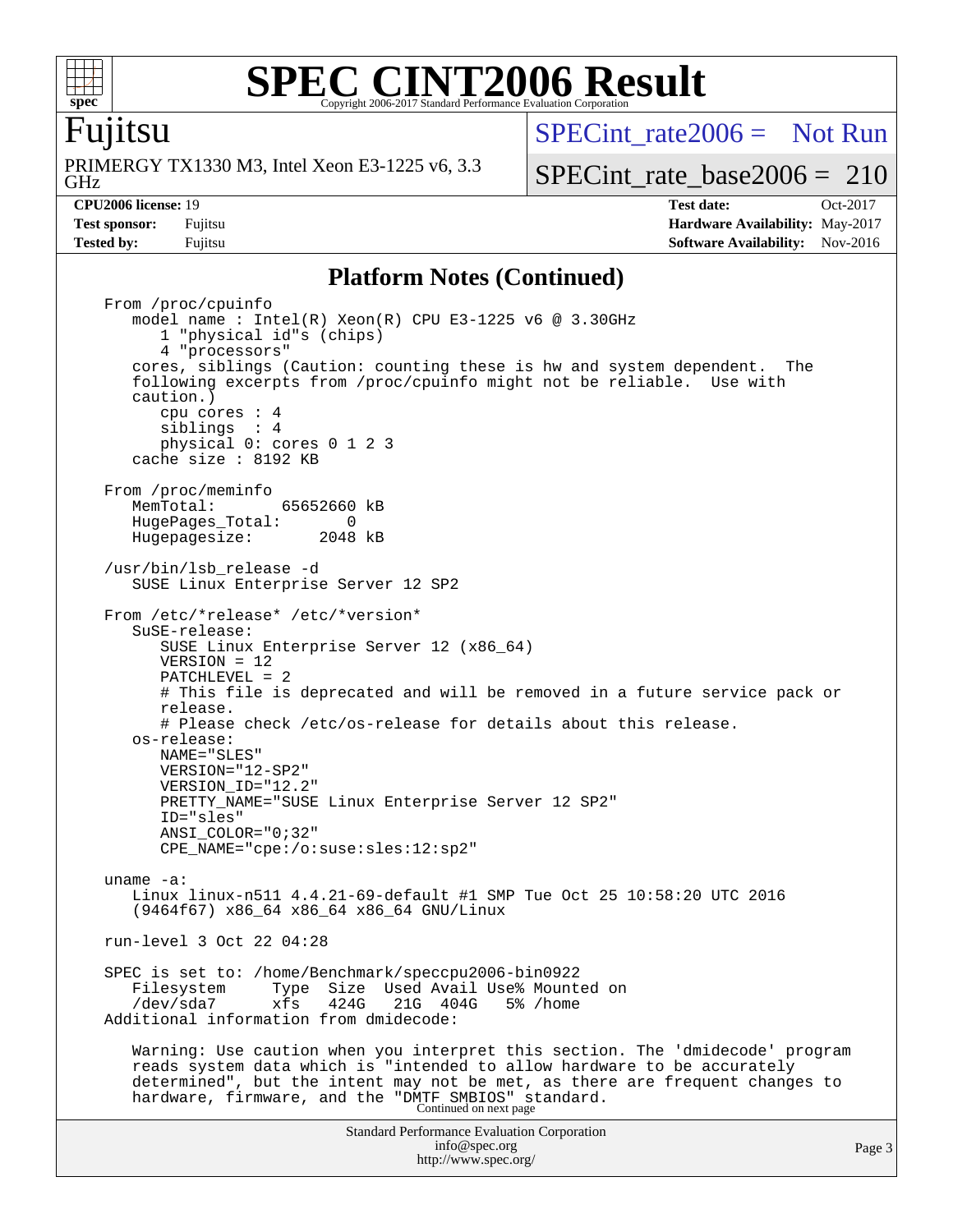## Platform Notes (Continued)

```
From /proc/cpuinfo
   model name : Intel(R) Xeon(R) CPU E3-1225 v6 @ 3.30GHz
      1 "physical id"s (chips)
      4 "processors"
   cores, siblings (Caution: counting these is hw and system dependent.  The
   following excerpts from /proc/cpuinfo might not be reliable.  Use with
   caution.)
      cpu cores : 4
      siblings  : 4
      physical 0: cores 0 1 2 3
   cache size : 8192 KB

From /proc/meminfo
   MemTotal:       65652660 kB
   HugePages_Total:       0
   Hugepagesize:       2048 kB

/usr/bin/lsb_release -d
   SUSE Linux Enterprise Server 12 SP2

From /etc/*release* /etc/*version*
   SuSE-release:
      SUSE Linux Enterprise Server 12 (x86_64)
      VERSION = 12
      PATCHLEVEL = 2
      # This file is deprecated and will be removed in a future service pack or
      release.
      # Please check /etc/os-release for details about this release.
   os-release:
      NAME="SLES"
      VERSION="12-SP2"
      VERSION_ID="12.2"
      PRETTY_NAME="SUSE Linux Enterprise Server 12 SP2"
      ID="sles"
      ANSI_COLOR="0;32"
      CPE_NAME="cpe:/o:suse:sles:12:sp2"

uname -a:
   Linux linux-n511 4.4.21-69-default #1 SMP Tue Oct 25 10:58:20 UTC 2016
   (9464f67) x86_64 x86_64 x86_64 GNU/Linux

run-level 3 Oct 22 04:28

SPEC is set to: /home/Benchmark/speccpu2006-bin0922
   Filesystem     Type  Size  Used Avail Use% Mounted on
   /dev/sda7      xfs   424G   21G  404G   5% /home
Additional information from dmidecode:

   Warning: Use caution when you interpret this section. The 'dmidecode' program
   reads system data which is "intended to allow hardware to be accurately
   determined", but the intent may not be met, as there are frequent changes to
   hardware, firmware, and the "DMTF SMBIOS" standard.
```

Continued on next page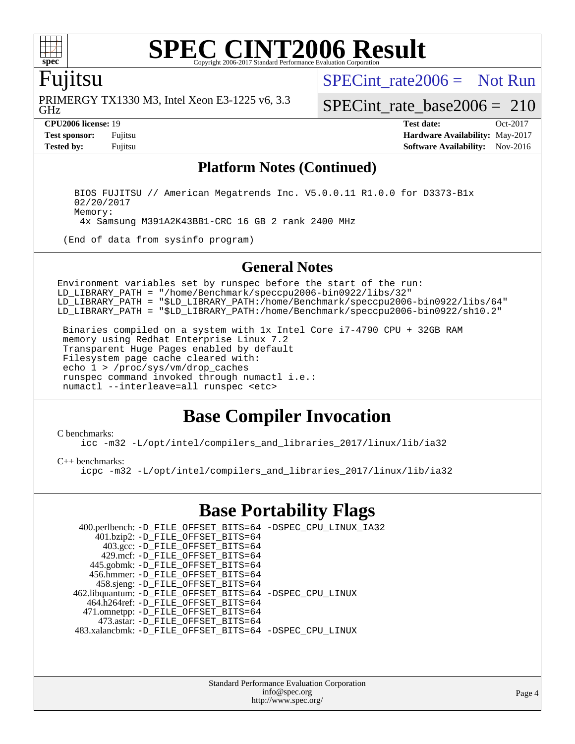# SPEC CINT2006 Result

Copyright 2006-2017 Standard Performance Evaluation Corporation

## Fujitsu

PRIMERGY TX1330 M3, Intel Xeon E3-1225 v6, 3.3 GHz

SPECint_rate2006 = Not Run

SPECint_rate_base2006 = 210

**CPU2006 license:** 19
**Test sponsor:** Fujitsu
**Tested by:** Fujitsu

**Test date:** Oct-2017
**Hardware Availability:** May-2017
**Software Availability:** Nov-2016

## Platform Notes (Continued)

```
    BIOS FUJITSU // American Megatrends Inc. V5.0.0.11 R1.0.0 for D3373-B1x
    02/20/2017
    Memory:
     4x Samsung M391A2K43BB1-CRC 16 GB 2 rank 2400 MHz

  (End of data from sysinfo program)
```

## General Notes

```
Environment variables set by runspec before the start of the run:
LD_LIBRARY_PATH = "/home/Benchmark/speccpu2006-bin0922/libs/32"
LD_LIBRARY_PATH = "$LD_LIBRARY_PATH:/home/Benchmark/speccpu2006-bin0922/libs/64"
LD_LIBRARY_PATH = "$LD_LIBRARY_PATH:/home/Benchmark/speccpu2006-bin0922/sh10.2"

 Binaries compiled on a system with 1x Intel Core i7-4790 CPU + 32GB RAM
 memory using Redhat Enterprise Linux 7.2
 Transparent Huge Pages enabled by default
 Filesystem page cache cleared with:
 echo 1 > /proc/sys/vm/drop_caches
 runspec command invoked through numactl i.e.:
 numactl --interleave=all runspec <etc>
```

## Base Compiler Invocation

C benchmarks:
```
icc -m32 -L/opt/intel/compilers_and_libraries_2017/linux/lib/ia32
```

C++ benchmarks:
```
icpc -m32 -L/opt/intel/compilers_and_libraries_2017/linux/lib/ia32
```

## Base Portability Flags

```
    400.perlbench: -D_FILE_OFFSET_BITS=64 -DSPEC_CPU_LINUX_IA32
       401.bzip2: -D_FILE_OFFSET_BITS=64
         403.gcc: -D_FILE_OFFSET_BITS=64
         429.mcf: -D_FILE_OFFSET_BITS=64
       445.gobmk: -D_FILE_OFFSET_BITS=64
       456.hmmer: -D_FILE_OFFSET_BITS=64
       458.sjeng: -D_FILE_OFFSET_BITS=64
  462.libquantum: -D_FILE_OFFSET_BITS=64 -DSPEC_CPU_LINUX
     464.h264ref: -D_FILE_OFFSET_BITS=64
     471.omnetpp: -D_FILE_OFFSET_BITS=64
       473.astar: -D_FILE_OFFSET_BITS=64
  483.xalancbmk: -D_FILE_OFFSET_BITS=64 -DSPEC_CPU_LINUX
```

Standard Performance Evaluation Corporation
info@spec.org
http://www.spec.org/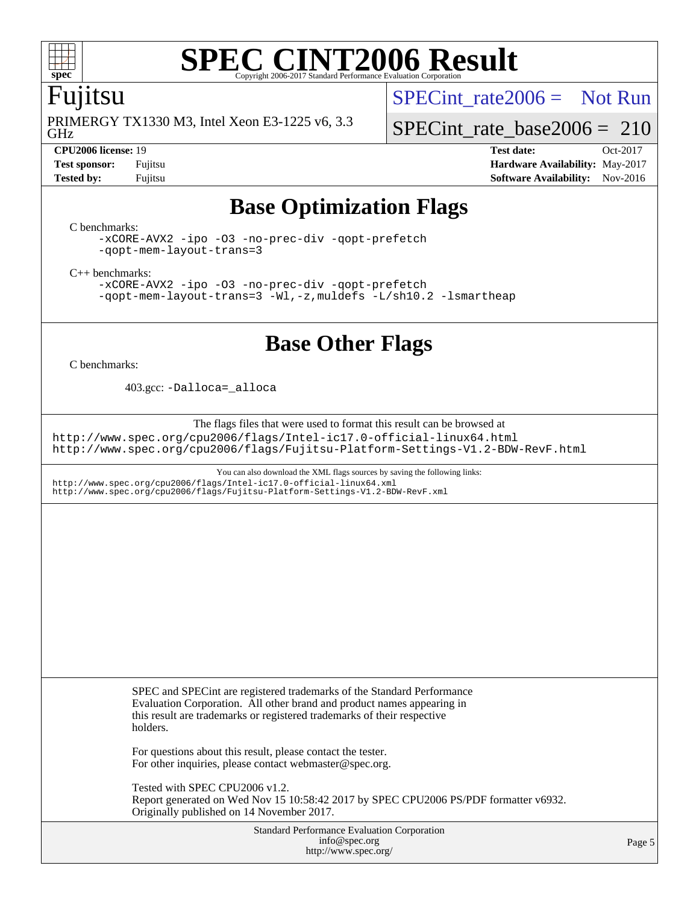# SPEC CINT2006 Result

Copyright 2006-2017 Standard Performance Evaluation Corporation

**Fujitsu**

PRIMERGY TX1330 M3, Intel Xeon E3-1225 v6, 3.3 GHz

SPECint_rate2006 = Not Run

SPECint_rate_base2006 = 210

**CPU2006 license:** 19
**Test sponsor:** Fujitsu
**Tested by:** Fujitsu

**Test date:** Oct-2017
**Hardware Availability:** May-2017
**Software Availability:** Nov-2016

## Base Optimization Flags

C benchmarks:

```
-xCORE-AVX2 -ipo -O3 -no-prec-div -qopt-prefetch
-qopt-mem-layout-trans=3
```

C++ benchmarks:

```
-xCORE-AVX2 -ipo -O3 -no-prec-div -qopt-prefetch
-qopt-mem-layout-trans=3 -Wl,-z,muldefs -L/sh10.2 -lsmartheap
```

## Base Other Flags

C benchmarks:

403.gcc: `-Dalloca=_alloca`

The flags files that were used to format this result can be browsed at
http://www.spec.org/cpu2006/flags/Intel-ic17.0-official-linux64.html
http://www.spec.org/cpu2006/flags/Fujitsu-Platform-Settings-V1.2-BDW-RevF.html

You can also download the XML flags sources by saving the following links:
http://www.spec.org/cpu2006/flags/Intel-ic17.0-official-linux64.xml
http://www.spec.org/cpu2006/flags/Fujitsu-Platform-Settings-V1.2-BDW-RevF.xml

SPEC and SPECint are registered trademarks of the Standard Performance Evaluation Corporation. All other brand and product names appearing in this result are trademarks or registered trademarks of their respective holders.

For questions about this result, please contact the tester.
For other inquiries, please contact webmaster@spec.org.

Tested with SPEC CPU2006 v1.2.
Report generated on Wed Nov 15 10:58:42 2017 by SPEC CPU2006 PS/PDF formatter v6932.
Originally published on 14 November 2017.

Standard Performance Evaluation Corporation
info@spec.org
http://www.spec.org/